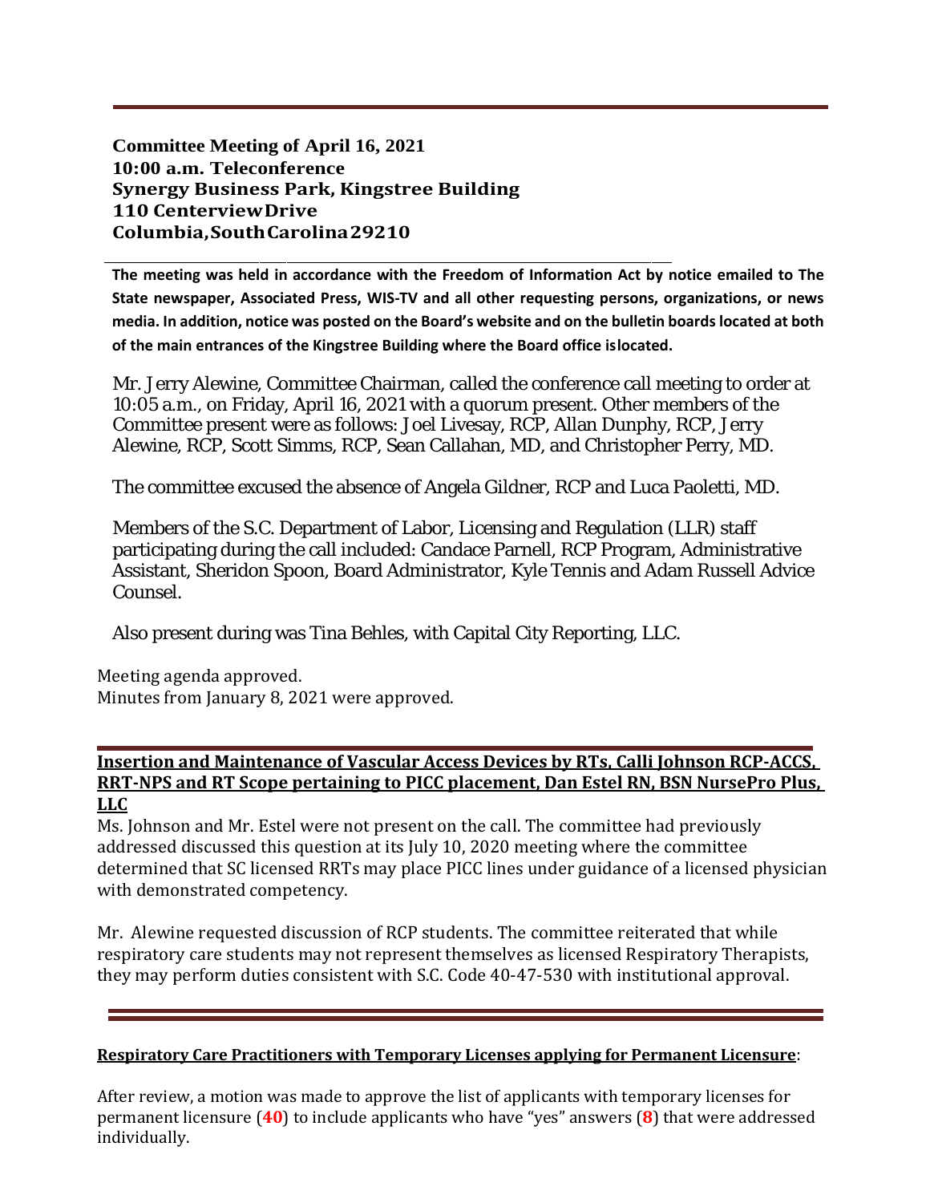**Committee Meeting of April 16, 2021**
**10:00 a.m. Teleconference**
**Synergy Business Park, Kingstree Building**
**110 Centerview Drive**
**Columbia, South Carolina 29210**

**The meeting was held in accordance with the Freedom of Information Act by notice emailed to The State newspaper, Associated Press, WIS-TV and all other requesting persons, organizations, or news media. In addition, notice was posted on the Board's website and on the bulletin boards located at both of the main entrances of the Kingstree Building where the Board office is located.**

Mr. Jerry Alewine, Committee Chairman, called the conference call meeting to order at 10:05 a.m., on Friday, April 16, 2021 with a quorum present. Other members of the Committee present were as follows: Joel Livesay, RCP, Allan Dunphy, RCP, Jerry Alewine, RCP, Scott Simms, RCP, Sean Callahan, MD, and Christopher Perry, MD.

The committee excused the absence of Angela Gildner, RCP and Luca Paoletti, MD.

Members of the S.C. Department of Labor, Licensing and Regulation (LLR) staff participating during the call included: Candace Parnell, RCP Program, Administrative Assistant, Sheridon Spoon, Board Administrator, Kyle Tennis and Adam Russell Advice Counsel.

Also present during was Tina Behles, with Capital City Reporting, LLC.

Meeting agenda approved.
Minutes from January 8, 2021 were approved.

**Insertion and Maintenance of Vascular Access Devices by RTs, Calli Johnson RCP-ACCS, RRT-NPS and RT Scope pertaining to PICC placement, Dan Estel RN, BSN NursePro Plus, LLC**

Ms. Johnson and Mr. Estel were not present on the call. The committee had previously addressed discussed this question at its July 10, 2020 meeting where the committee determined that SC licensed RRTs may place PICC lines under guidance of a licensed physician with demonstrated competency.

Mr. Alewine requested discussion of RCP students. The committee reiterated that while respiratory care students may not represent themselves as licensed Respiratory Therapists, they may perform duties consistent with S.C. Code 40-47-530 with institutional approval.

**Respiratory Care Practitioners with Temporary Licenses applying for Permanent Licensure**:

After review, a motion was made to approve the list of applicants with temporary licenses for permanent licensure (**40**) to include applicants who have "yes" answers (**8**) that were addressed individually.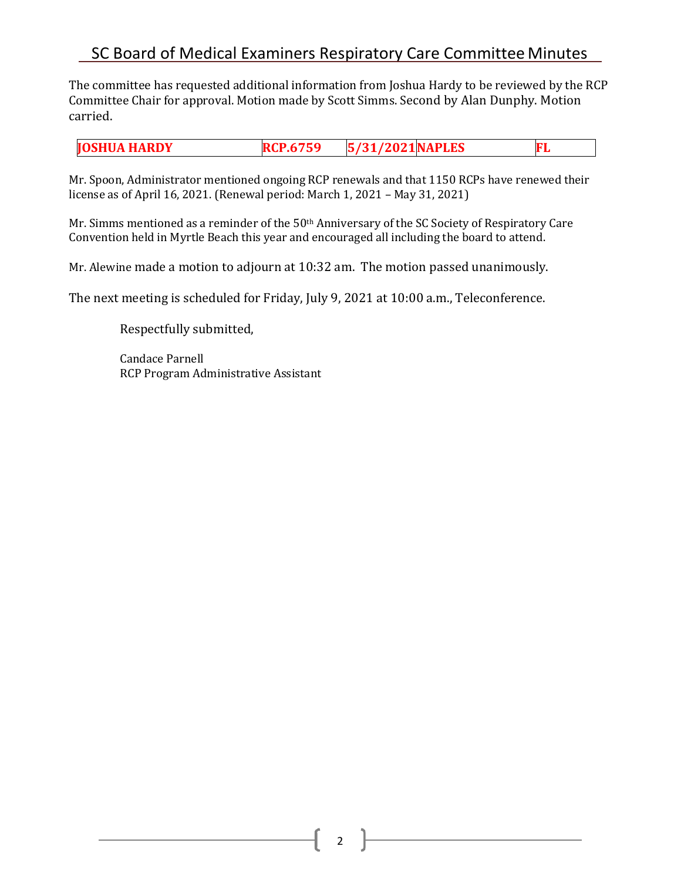The committee has requested additional information from Joshua Hardy to be reviewed by the RCP Committee Chair for approval. Motion made by Scott Simms. Second by Alan Dunphy. Motion carried.

| | | | | |
|---|---|---|---|---|
| **JOSHUA HARDY** | **RCP.6759** | **5/31/2021** | **NAPLES** | **FL** |

Mr. Spoon, Administrator mentioned ongoing RCP renewals and that 1150 RCPs have renewed their license as of April 16, 2021. (Renewal period: March 1, 2021 – May 31, 2021)

Mr. Simms mentioned as a reminder of the 50th Anniversary of the SC Society of Respiratory Care Convention held in Myrtle Beach this year and encouraged all including the board to attend.

Mr. Alewine made a motion to adjourn at 10:32 am. The motion passed unanimously.

The next meeting is scheduled for Friday, July 9, 2021 at 10:00 a.m., Teleconference.

Respectfully submitted,

Candace Parnell
RCP Program Administrative Assistant